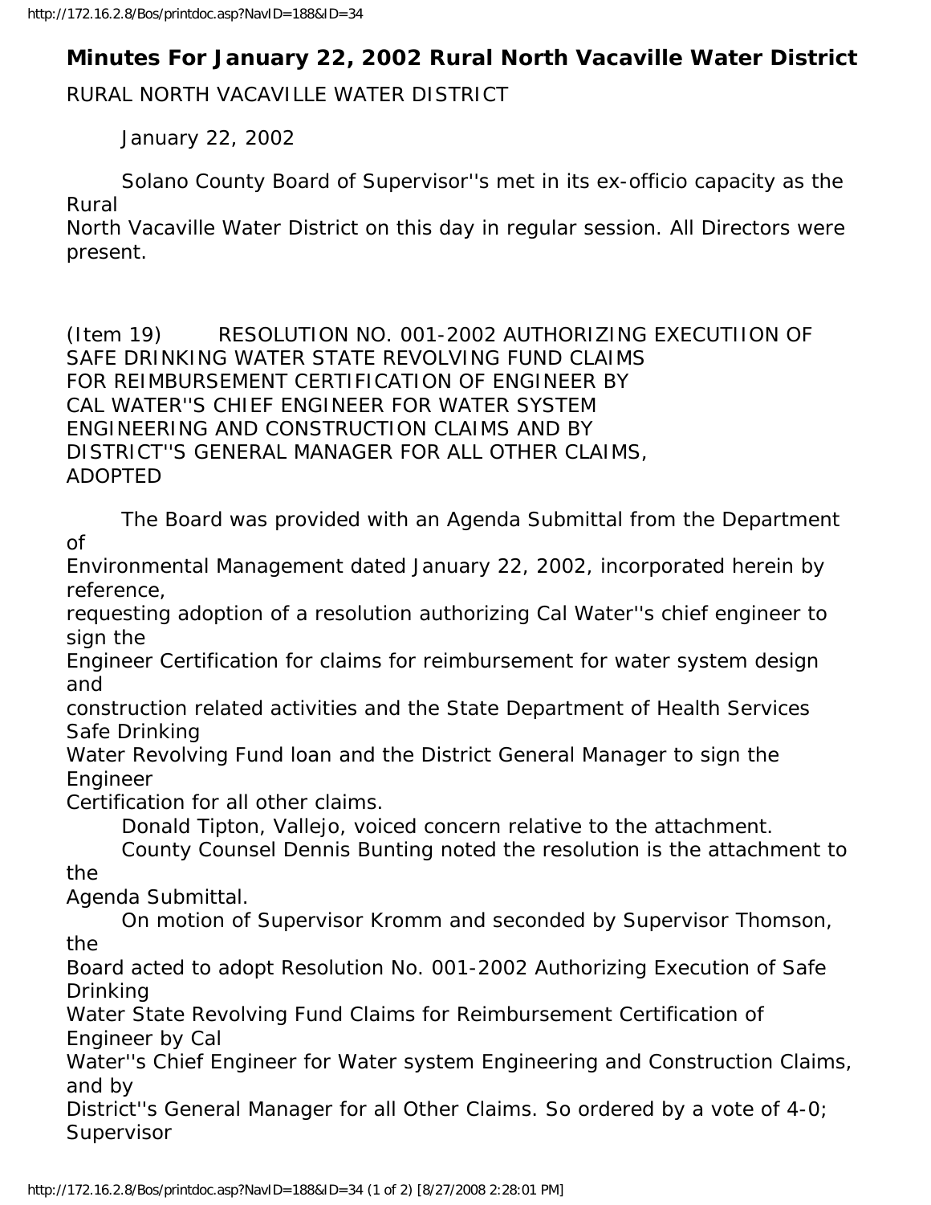## Minutes For January 22, 2002 Rural North Vacaville Water District

RURAL NORTH VACAVILLE WATER DISTRICT

January 22, 2002

Solano County Board of Supervisor''s met in its ex-officio capacity as the Rural North Vacaville Water District on this day in regular session. All Directors were present.

(Item 19) RESOLUTION NO. 001-2002 AUTHORIZING EXECUTIION OF SAFE DRINKING WATER STATE REVOLVING FUND CLAIMS FOR REIMBURSEMENT CERTIFICATION OF ENGINEER BY CAL WATER''S CHIEF ENGINEER FOR WATER SYSTEM ENGINEERING AND CONSTRUCTION CLAIMS AND BY DISTRICT''S GENERAL MANAGER FOR ALL OTHER CLAIMS, ADOPTED

The Board was provided with an Agenda Submittal from the Department of Environmental Management dated January 22, 2002, incorporated herein by reference, requesting adoption of a resolution authorizing Cal Water''s chief engineer to sign the Engineer Certification for claims for reimbursement for water system design and construction related activities and the State Department of Health Services Safe Drinking Water Revolving Fund loan and the District General Manager to sign the Engineer Certification for all other claims.

Donald Tipton, Vallejo, voiced concern relative to the attachment.

County Counsel Dennis Bunting noted the resolution is the attachment to the Agenda Submittal.

On motion of Supervisor Kromm and seconded by Supervisor Thomson, the Board acted to adopt Resolution No. 001-2002 Authorizing Execution of Safe Drinking Water State Revolving Fund Claims for Reimbursement Certification of Engineer by Cal Water''s Chief Engineer for Water system Engineering and Construction Claims, and by District''s General Manager for all Other Claims. So ordered by a vote of 4-0; Supervisor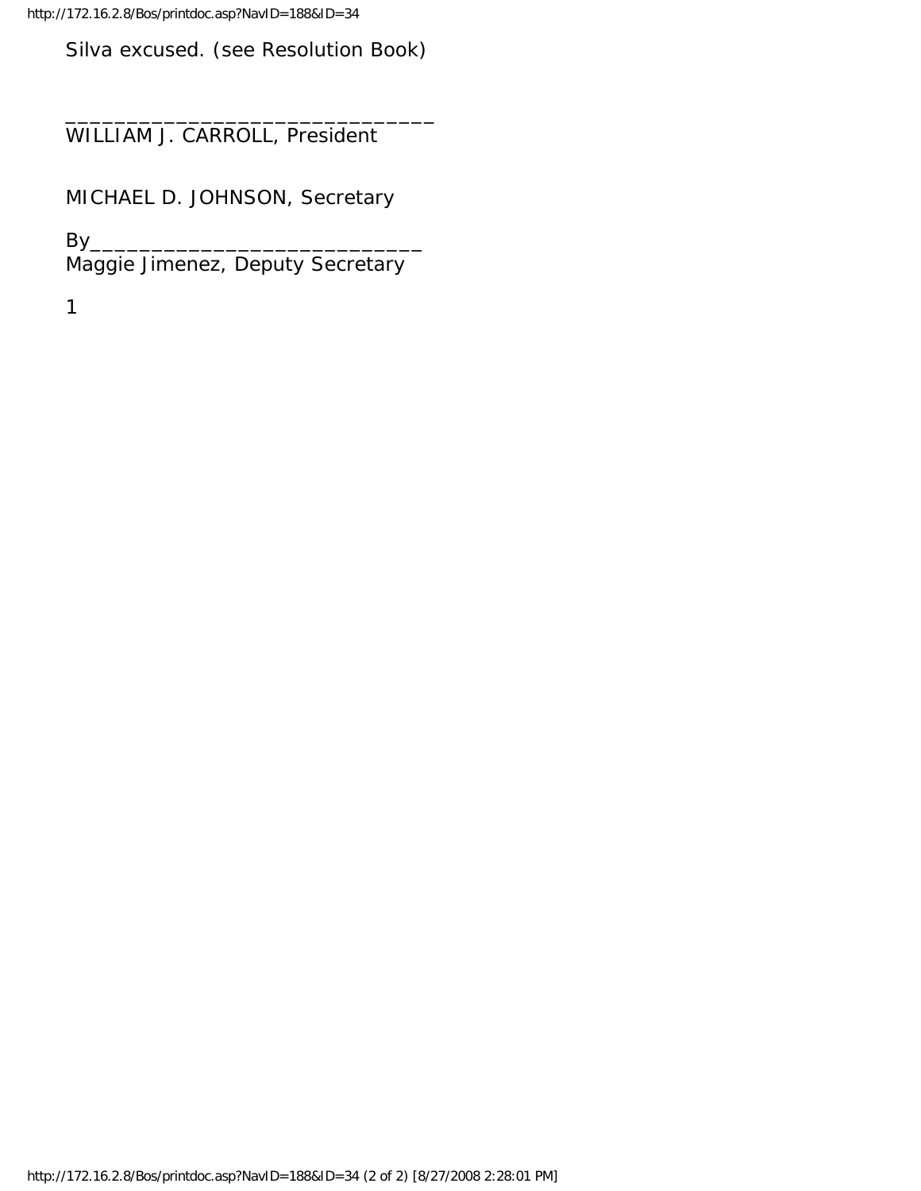Silva excused. (see Resolution Book)

______________________________
WILLIAM J. CARROLL, President

MICHAEL D. JOHNSON, Secretary

By___________________________
Maggie Jimenez, Deputy Secretary

1